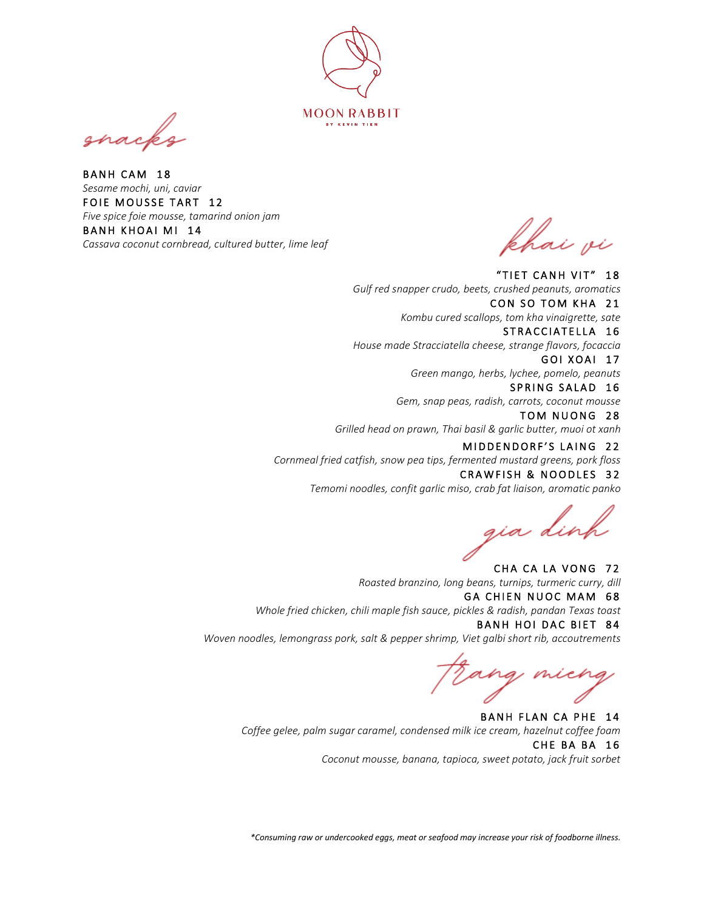# MOON RABBIT

BY KEVIN TIEN

## snacks

**BANH CAM 18**
*Sesame mochi, uni, caviar*

**FOIE MOUSSE TART 12**
*Five spice foie mousse, tamarind onion jam*

**BANH KHOAI MI 14**
*Cassava coconut cornbread, cultured butter, lime leaf*

## khai vi

**"TIET CANH VIT" 18**
*Gulf red snapper crudo, beets, crushed peanuts, aromatics*

**CON SO TOM KHA 21**
*Kombu cured scallops, tom kha vinaigrette, sate*

**STRACCIATELLA 16**
*House made Stracciatella cheese, strange flavors, focaccia*

**GOI XOAI 17**
*Green mango, herbs, lychee, pomelo, peanuts*

**SPRING SALAD 16**
*Gem, snap peas, radish, carrots, coconut mousse*

**TOM NUONG 28**
*Grilled head on prawn, Thai basil & garlic butter, muoi ot xanh*

**MIDDENDORF'S LAING 22**
*Cornmeal fried catfish, snow pea tips, fermented mustard greens, pork floss*

**CRAWFISH & NOODLES 32**
*Temomi noodles, confit garlic miso, crab fat liaison, aromatic panko*

## gia dinh

**CHA CA LA VONG 72**
*Roasted branzino, long beans, turnips, turmeric curry, dill*

**GA CHIEN NUOC MAM 68**
*Whole fried chicken, chili maple fish sauce, pickles & radish, pandan Texas toast*

**BANH HOI DAC BIET 84**
*Woven noodles, lemongrass pork, salt & pepper shrimp, Viet galbi short rib, accoutrements*

## trang mieng

**BANH FLAN CA PHE 14**
*Coffee gelee, palm sugar caramel, condensed milk ice cream, hazelnut coffee foam*

**CHE BA BA 16**
*Coconut mousse, banana, tapioca, sweet potato, jack fruit sorbet*

***Consuming raw or undercooked eggs, meat or seafood may increase your risk of foodborne illness.***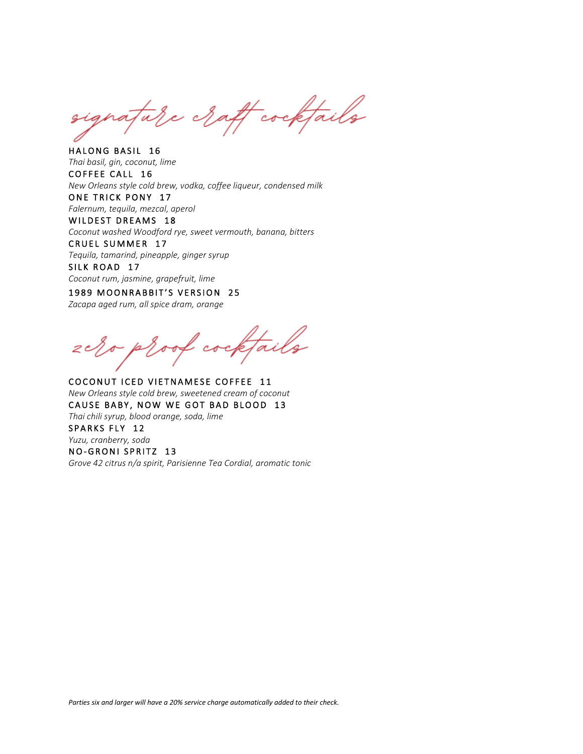## signature craft cocktails

**HALONG BASIL 16**
*Thai basil, gin, coconut, lime*

**COFFEE CALL 16**
*New Orleans style cold brew, vodka, coffee liqueur, condensed milk*

**ONE TRICK PONY 17**
*Falernum, tequila, mezcal, aperol*

**WILDEST DREAMS 18**
*Coconut washed Woodford rye, sweet vermouth, banana, bitters*

**CRUEL SUMMER 17**
*Tequila, tamarind, pineapple, ginger syrup*

**SILK ROAD 17**
*Coconut rum, jasmine, grapefruit, lime*

**1989 MOONRABBIT'S VERSION 25**
*Zacapa aged rum, all spice dram, orange*

## zero proof cocktails

**COCONUT ICED VIETNAMESE COFFEE 11**
*New Orleans style cold brew, sweetened cream of coconut*

**CAUSE BABY, NOW WE GOT BAD BLOOD 13**
*Thai chili syrup, blood orange, soda, lime*

**SPARKS FLY 12**
*Yuzu, cranberry, soda*

**NO-GRONI SPRITZ 13**
*Grove 42 citrus n/a spirit, Parisienne Tea Cordial, aromatic tonic*

*Parties six and larger will have a 20% service charge automatically added to their check.*